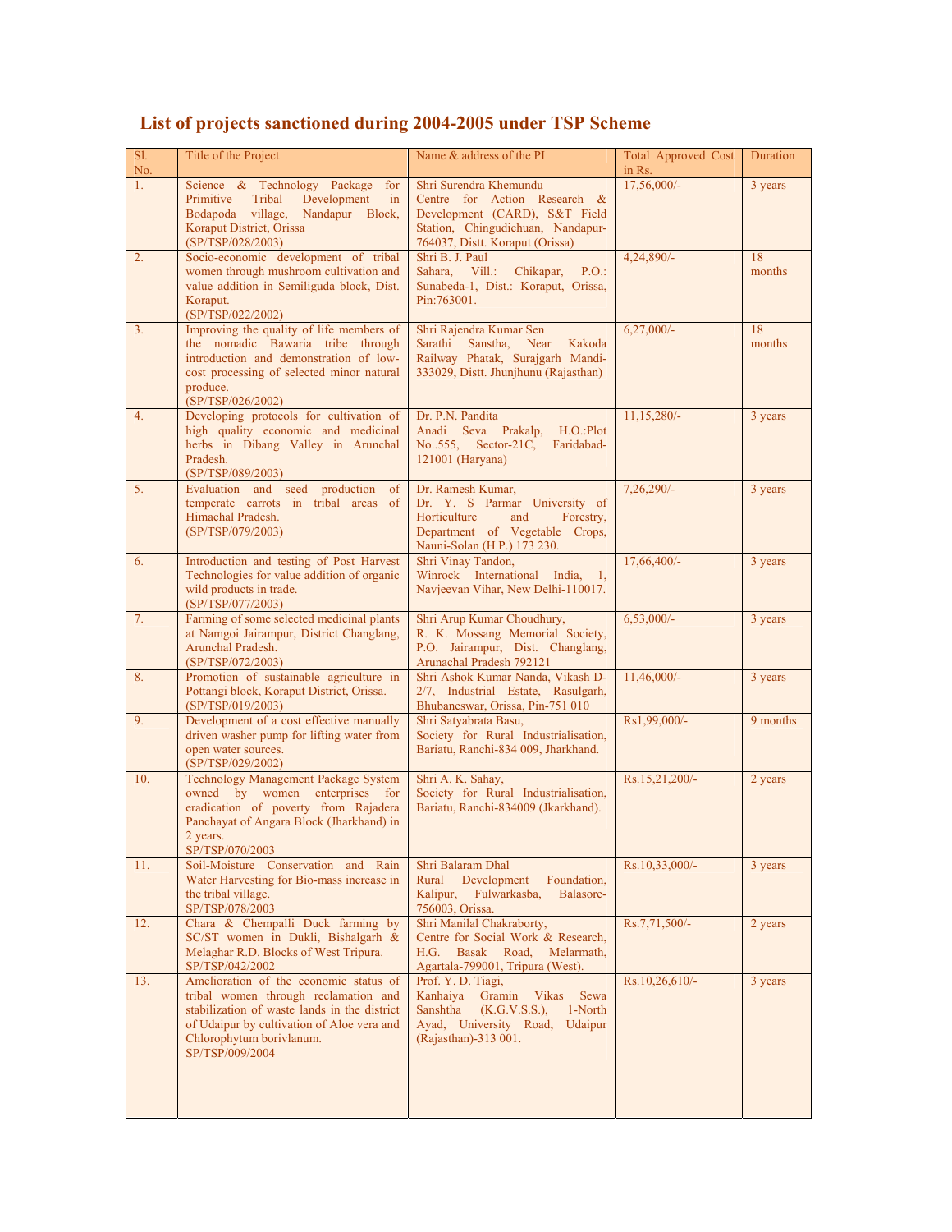## List of projects sanctioned during 2004-2005 under TSP Scheme

| Sl. No. | Title of the Project | Name & address of the PI | Total Approved Cost in Rs. | Duration |
|---|---|---|---|---|
| 1. | Science & Technology Package for Primitive Tribal Development in Bodapoda village, Nandapur Block, Koraput District, Orissa (SP/TSP/028/2003) | Shri Surendra Khemundu Centre for Action Research & Development (CARD), S&T Field Station, Chingudichuan, Nandapur-764037, Distt. Koraput (Orissa) | 17,56,000/- | 3 years |
| 2. | Socio-economic development of tribal women through mushroom cultivation and value addition in Semiliguda block, Dist. Koraput. (SP/TSP/022/2002) | Shri B. J. Paul Sahara, Vill.: Chikapar, P.O.: Sunabeda-1, Dist.: Koraput, Orissa, Pin:763001. | 4,24,890/- | 18 months |
| 3. | Improving the quality of life members of the nomadic Bawaria tribe through introduction and demonstration of low-cost processing of selected minor natural produce. (SP/TSP/026/2002) | Shri Rajendra Kumar Sen Sarathi Sanstha, Near Kakoda Railway Phatak, Surajgarh Mandi-333029, Distt. Jhunjhunu (Rajasthan) | 6,27,000/- | 18 months |
| 4. | Developing protocols for cultivation of high quality economic and medicinal herbs in Dibang Valley in Arunchal Pradesh. (SP/TSP/089/2003) | Dr. P.N. Pandita Anadi Seva Prakalp, H.O.:Plot No..555, Sector-21C, Faridabad-121001 (Haryana) | 11,15,280/- | 3 years |
| 5. | Evaluation and seed production of temperate carrots in tribal areas of Himachal Pradesh. (SP/TSP/079/2003) | Dr. Ramesh Kumar, Dr. Y. S Parmar University of Horticulture and Forestry, Department of Vegetable Crops, Nauni-Solan (H.P.) 173 230. | 7,26,290/- | 3 years |
| 6. | Introduction and testing of Post Harvest Technologies for value addition of organic wild products in trade. (SP/TSP/077/2003) | Shri Vinay Tandon, Winrock International India, 1, Navjeevan Vihar, New Delhi-110017. | 17,66,400/- | 3 years |
| 7. | Farming of some selected medicinal plants at Namgoi Jairampur, District Changlang, Arunchal Pradesh. (SP/TSP/072/2003) | Shri Arup Kumar Choudhury, R. K. Mossang Memorial Society, P.O. Jairampur, Dist. Changlang, Arunachal Pradesh 792121 | 6,53,000/- | 3 years |
| 8. | Promotion of sustainable agriculture in Pottangi block, Koraput District, Orissa. (SP/TSP/019/2003) | Shri Ashok Kumar Nanda, Vikash D-2/7, Industrial Estate, Rasulgarh, Bhubaneswar, Orissa, Pin-751 010 | 11,46,000/- | 3 years |
| 9. | Development of a cost effective manually driven washer pump for lifting water from open water sources. (SP/TSP/029/2002) | Shri Satyabrata Basu, Society for Rural Industrialisation, Bariatu, Ranchi-834 009, Jharkhand. | Rs1,99,000/- | 9 months |
| 10. | Technology Management Package System owned by women enterprises for eradication of poverty from Rajadera Panchayat of Angara Block (Jharkhand) in 2 years. SP/TSP/070/2003 | Shri A. K. Sahay, Society for Rural Industrialisation, Bariatu, Ranchi-834009 (Jkarkhand). | Rs.15,21,200/- | 2 years |
| 11. | Soil-Moisture Conservation and Rain Water Harvesting for Bio-mass increase in the tribal village. SP/TSP/078/2003 | Shri Balaram Dhal Rural Development Foundation, Kalipur, Fulwarkasba, Balasore-756003, Orissa. | Rs.10,33,000/- | 3 years |
| 12. | Chara & Chempalli Duck farming by SC/ST women in Dukli, Bishalgarh & Melaghar R.D. Blocks of West Tripura. SP/TSP/042/2002 | Shri Manilal Chakraborty, Centre for Social Work & Research, H.G. Basak Road, Melarmath, Agartala-799001, Tripura (West). | Rs.7,71,500/- | 2 years |
| 13. | Amelioration of the economic status of tribal women through reclamation and stabilization of waste lands in the district of Udaipur by cultivation of Aloe vera and Chlorophytum borivlanum. SP/TSP/009/2004 | Prof. Y. D. Tiagi, Kanhaiya Gramin Vikas Sewa Sanshtha (K.G.V.S.S.), 1-North Ayad, University Road, Udaipur (Rajasthan)-313 001. | Rs.10,26,610/- | 3 years |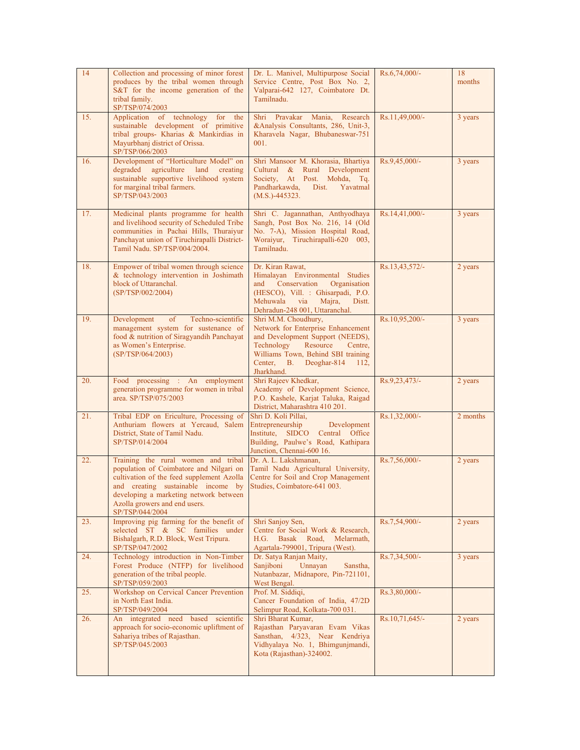| | | | | |
|---|---|---|---|---|
| 14 | Collection and processing of minor forest produces by the tribal women through S&T for the income generation of the tribal family. SP/TSP/074/2003 | Dr. L. Manivel, Multipurpose Social Service Centre, Post Box No. 2, Valparai-642 127, Coimbatore Dt. Tamilnadu. | Rs.6,74,000/- | 18 months |
| 15. | Application of technology for the sustainable development of primitive tribal groups- Kharias & Mankirdias in Mayurbhanj district of Orissa. SP/TSP/066/2003 | Shri Pravakar Mania, Research &Analysis Consultants, 286, Unit-3, Kharavela Nagar, Bhubaneswar-751 001. | Rs.11,49,000/- | 3 years |
| 16. | Development of "Horticulture Model" on degraded agriculture land creating sustainable supportive livelihood system for marginal tribal farmers. SP/TSP/043/2003 | Shri Mansoor M. Khorasia, Bhartiya Cultural & Rural Development Society, At Post. Mohda, Tq. Pandharkawda, Dist. Yavatmal (M.S.)-445323. | Rs.9,45,000/- | 3 years |
| 17. | Medicinal plants programme for health and livelihood security of Scheduled Tribe communities in Pachai Hills, Thuraiyur Panchayat union of Tiruchirapalli District-Tamil Nadu. SP/TSP/004/2004. | Shri C. Jagannathan, Anthyodhaya Sangh, Post Box No. 216, 14 (Old No. 7-A), Mission Hospital Road, Woraiyur, Tiruchirapalli-620 003, Tamilnadu. | Rs.14,41,000/- | 3 years |
| 18. | Empower of tribal women through science & technology intervention in Joshimath block of Uttaranchal. (SP/TSP/002/2004) | Dr. Kiran Rawat, Himalayan Environmental Studies and Conservation Organisation (HESCO), Vill. : Ghisarpadi, P.O. Mehuwala via Majra, Distt. Dehradun-248 001, Uttaranchal. | Rs.13,43,572/- | 2 years |
| 19. | Development of Techno-scientific management system for sustenance of food & nutrition of Siragyandih Panchayat as Women's Enterprise. (SP/TSP/064/2003) | Shri M.M. Choudhury, Network for Enterprise Enhancement and Development Support (NEEDS), Technology Resource Centre, Williams Town, Behind SBI training Center, B. Deoghar-814 112, Jharkhand. | Rs.10,95,200/- | 3 years |
| 20. | Food processing : An employment generation programme for women in tribal area. SP/TSP/075/2003 | Shri Rajeev Khedkar, Academy of Development Science, P.O. Kashele, Karjat Taluka, Raigad District, Maharashtra 410 201. | Rs.9,23,473/- | 2 years |
| 21. | Tribal EDP on Ericulture, Processing of Anthuriam flowers at Yercaud, Salem District, State of Tamil Nadu. SP/TSP/014/2004 | Shri D. Koli Pillai, Entrepreneurship Development Institute, SIDCO Central Office Building, Paulwe's Road, Kathipara Junction, Chennai-600 16. | Rs.1,32,000/- | 2 months |
| 22. | Training the rural women and tribal population of Coimbatore and Nilgari on cultivation of the feed supplement Azolla and creating sustainable income by developing a marketing network between Azolla growers and end users. SP/TSP/044/2004 | Dr. A. L. Lakshmanan, Tamil Nadu Agricultural University, Centre for Soil and Crop Management Studies, Coimbatore-641 003. | Rs.7,56,000/- | 2 years |
| 23. | Improving pig farming for the benefit of selected ST & SC families under Bishalgarh, R.D. Block, West Tripura. SP/TSP/047/2002 | Shri Sanjoy Sen, Centre for Social Work & Research, H.G. Basak Road, Melarmath, Agartala-799001, Tripura (West). | Rs.7,54,900/- | 2 years |
| 24. | Technology introduction in Non-Timber Forest Produce (NTFP) for livelihood generation of the tribal people. SP/TSP/059/2003 | Dr. Satya Ranjan Maity, Sanjiboni Unnayan Sanstha, Nutanbazar, Midnapore, Pin-721101, West Bengal. | Rs.7,34,500/- | 3 years |
| 25. | Workshop on Cervical Cancer Prevention in North East India. SP/TSP/049/2004 | Prof. M. Siddiqi, Cancer Foundation of India, 47/2D Selimpur Road, Kolkata-700 031. | Rs.3,80,000/- | |
| 26. | An integrated need based scientific approach for socio-economic upliftment of Sahariya tribes of Rajasthan. SP/TSP/045/2003 | Shri Bharat Kumar, Rajasthan Paryavaran Evam Vikas Sansthan, 4/323, Near Kendriya Vidhyalaya No. 1, Bhimgunjmandi, Kota (Rajasthan)-324002. | Rs.10,71,645/- | 2 years |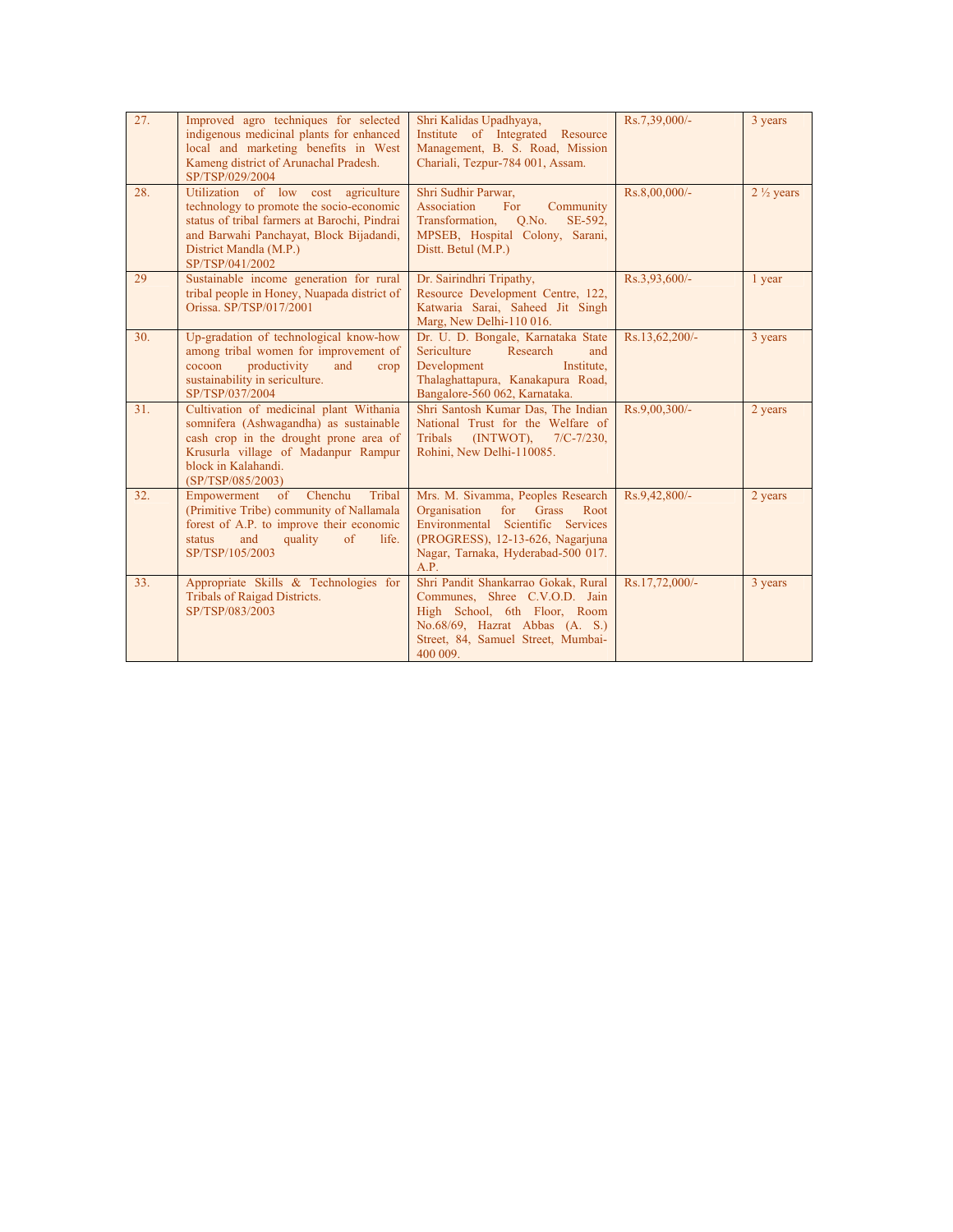| | | | | |
|---|---|---|---|---|
| 27. | Improved agro techniques for selected indigenous medicinal plants for enhanced local and marketing benefits in West Kameng district of Arunachal Pradesh. SP/TSP/029/2004 | Shri Kalidas Upadhyaya, Institute of Integrated Resource Management, B. S. Road, Mission Chariali, Tezpur-784 001, Assam. | Rs.7,39,000/- | 3 years |
| 28. | Utilization of low cost agriculture technology to promote the socio-economic status of tribal farmers at Barochi, Pindrai and Barwahi Panchayat, Block Bijadandi, District Mandla (M.P.) SP/TSP/041/2002 | Shri Sudhir Parwar, Association For Community Transformation, Q.No. SE-592, MPSEB, Hospital Colony, Sarani, Distt. Betul (M.P.) | Rs.8,00,000/- | 2 ½ years |
| 29 | Sustainable income generation for rural tribal people in Honey, Nuapada district of Orissa. SP/TSP/017/2001 | Dr. Sairindhri Tripathy, Resource Development Centre, 122, Katwaria Sarai, Saheed Jit Singh Marg, New Delhi-110 016. | Rs.3,93,600/- | 1 year |
| 30. | Up-gradation of technological know-how among tribal women for improvement of cocoon productivity and crop sustainability in sericulture. SP/TSP/037/2004 | Dr. U. D. Bongale, Karnataka State Sericulture Research and Development Institute, Thalaghattapura, Kanakapura Road, Bangalore-560 062, Karnataka. | Rs.13,62,200/- | 3 years |
| 31. | Cultivation of medicinal plant Withania somnifera (Ashwagandha) as sustainable cash crop in the drought prone area of Krusurla village of Madanpur Rampur block in Kalahandi. (SP/TSP/085/2003) | Shri Santosh Kumar Das, The Indian National Trust for the Welfare of Tribals (INTWOT), 7/C-7/230, Rohini, New Delhi-110085. | Rs.9,00,300/- | 2 years |
| 32. | Empowerment of Chenchu Tribal (Primitive Tribe) community of Nallamala forest of A.P. to improve their economic status and quality of life. SP/TSP/105/2003 | Mrs. M. Sivamma, Peoples Research Organisation for Grass Root Environmental Scientific Services (PROGRESS), 12-13-626, Nagarjuna Nagar, Tarnaka, Hyderabad-500 017. A.P. | Rs.9,42,800/- | 2 years |
| 33. | Appropriate Skills & Technologies for Tribals of Raigad Districts. SP/TSP/083/2003 | Shri Pandit Shankarrao Gokak, Rural Communes, Shree C.V.O.D. Jain High School, 6th Floor, Room No.68/69, Hazrat Abbas (A. S.) Street, 84, Samuel Street, Mumbai-400 009. | Rs.17,72,000/- | 3 years |